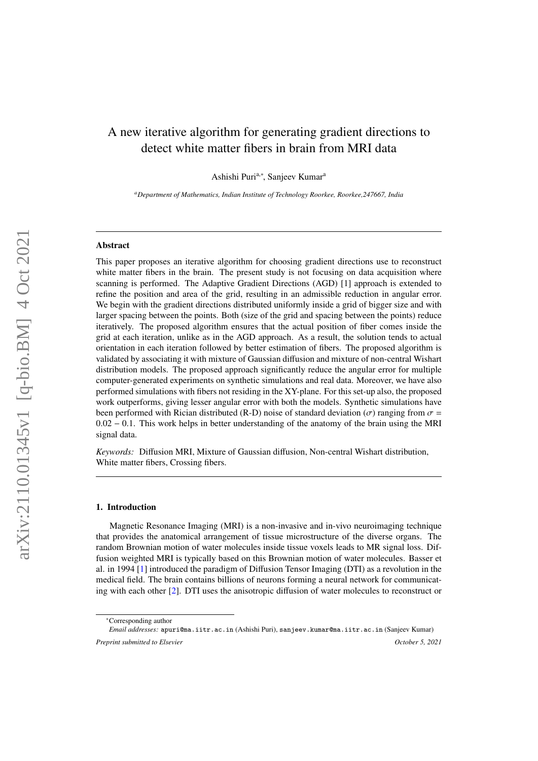# A new iterative algorithm for generating gradient directions to detect white matter fibers in brain from MRI data

Ashishi Puri[a,*], Sanjeev Kumar[a]

[a]*Department of Mathematics, Indian Institute of Technology Roorkee, Roorkee,247667, India*

---

## Abstract

This paper proposes an iterative algorithm for choosing gradient directions use to reconstruct white matter fibers in the brain. The present study is not focusing on data acquisition where scanning is performed. The Adaptive Gradient Directions (AGD) [1] approach is extended to refine the position and area of the grid, resulting in an admissible reduction in angular error. We begin with the gradient directions distributed uniformly inside a grid of bigger size and with larger spacing between the points. Both (size of the grid and spacing between the points) reduce iteratively. The proposed algorithm ensures that the actual position of fiber comes inside the grid at each iteration, unlike as in the AGD approach. As a result, the solution tends to actual orientation in each iteration followed by better estimation of fibers. The proposed algorithm is validated by associating it with mixture of Gaussian diffusion and mixture of non-central Wishart distribution models. The proposed approach significantly reduce the angular error for multiple computer-generated experiments on synthetic simulations and real data. Moreover, we have also performed simulations with fibers not residing in the XY-plane. For this set-up also, the proposed work outperforms, giving lesser angular error with both the models. Synthetic simulations have been performed with Rician distributed (R-D) noise of standard deviation ($\sigma$) ranging from $\sigma = 0.02 - 0.1$. This work helps in better understanding of the anatomy of the brain using the MRI signal data.

*Keywords:* Diffusion MRI, Mixture of Gaussian diffusion, Non-central Wishart distribution, White matter fibers, Crossing fibers.

---

## 1. Introduction

Magnetic Resonance Imaging (MRI) is a non-invasive and in-vivo neuroimaging technique that provides the anatomical arrangement of tissue microstructure of the diverse organs. The random Brownian motion of water molecules inside tissue voxels leads to MR signal loss. Diffusion weighted MRI is typically based on this Brownian motion of water molecules. Basser et al. in 1994 [1] introduced the paradigm of Diffusion Tensor Imaging (DTI) as a revolution in the medical field. The brain contains billions of neurons forming a neural network for communicating with each other [2]. DTI uses the anisotropic diffusion of water molecules to reconstruct or

*Corresponding author

*Email addresses:* apuri@ma.iitr.ac.in (Ashishi Puri), sanjeev.kumar@ma.iitr.ac.in (Sanjeev Kumar)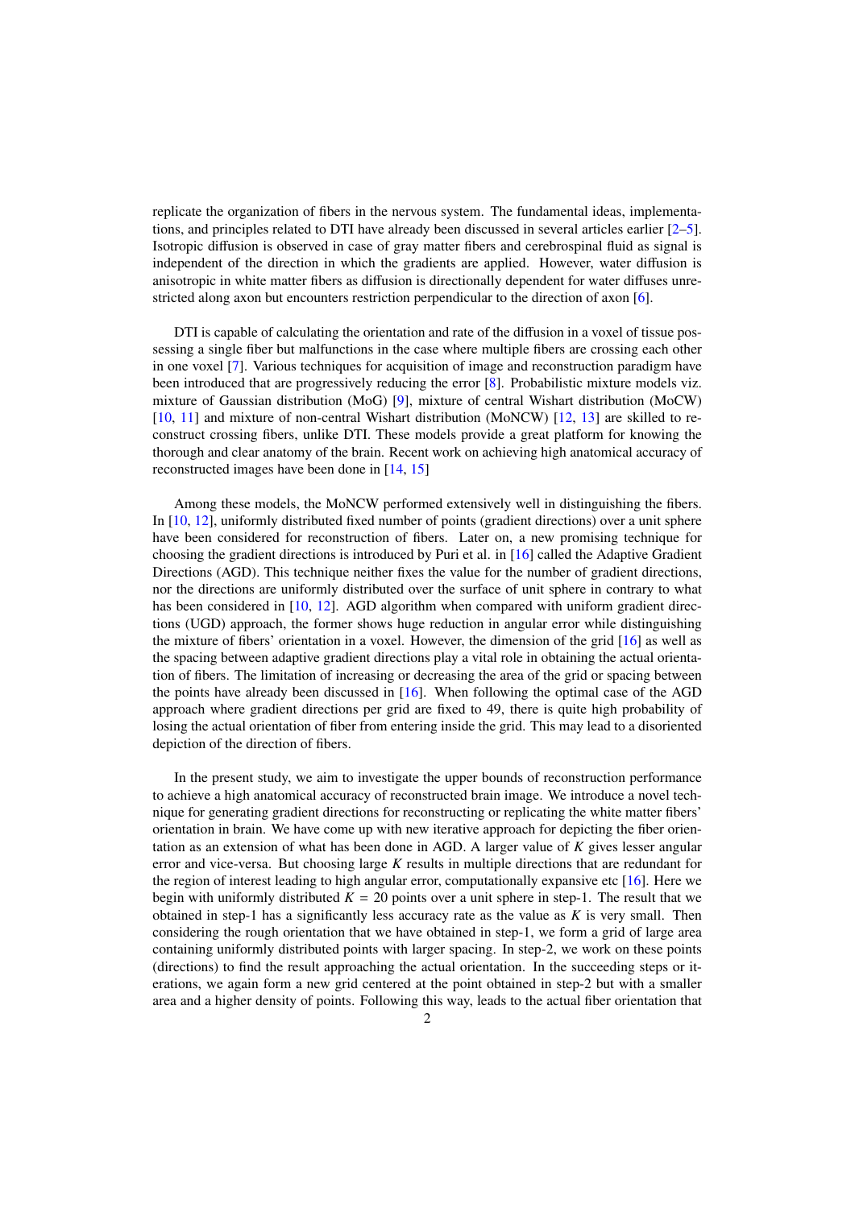replicate the organization of fibers in the nervous system. The fundamental ideas, implementations, and principles related to DTI have already been discussed in several articles earlier [2–5]. Isotropic diffusion is observed in case of gray matter fibers and cerebrospinal fluid as signal is independent of the direction in which the gradients are applied. However, water diffusion is anisotropic in white matter fibers as diffusion is directionally dependent for water diffuses unrestricted along axon but encounters restriction perpendicular to the direction of axon [6].

DTI is capable of calculating the orientation and rate of the diffusion in a voxel of tissue possessing a single fiber but malfunctions in the case where multiple fibers are crossing each other in one voxel [7]. Various techniques for acquisition of image and reconstruction paradigm have been introduced that are progressively reducing the error [8]. Probabilistic mixture models viz. mixture of Gaussian distribution (MoG) [9], mixture of central Wishart distribution (MoCW) [10, 11] and mixture of non-central Wishart distribution (MoNCW) [12, 13] are skilled to reconstruct crossing fibers, unlike DTI. These models provide a great platform for knowing the thorough and clear anatomy of the brain. Recent work on achieving high anatomical accuracy of reconstructed images have been done in [14, 15]

Among these models, the MoNCW performed extensively well in distinguishing the fibers. In [10, 12], uniformly distributed fixed number of points (gradient directions) over a unit sphere have been considered for reconstruction of fibers. Later on, a new promising technique for choosing the gradient directions is introduced by Puri et al. in [16] called the Adaptive Gradient Directions (AGD). This technique neither fixes the value for the number of gradient directions, nor the directions are uniformly distributed over the surface of unit sphere in contrary to what has been considered in [10, 12]. AGD algorithm when compared with uniform gradient directions (UGD) approach, the former shows huge reduction in angular error while distinguishing the mixture of fibers' orientation in a voxel. However, the dimension of the grid [16] as well as the spacing between adaptive gradient directions play a vital role in obtaining the actual orientation of fibers. The limitation of increasing or decreasing the area of the grid or spacing between the points have already been discussed in [16]. When following the optimal case of the AGD approach where gradient directions per grid are fixed to 49, there is quite high probability of losing the actual orientation of fiber from entering inside the grid. This may lead to a disoriented depiction of the direction of fibers.

In the present study, we aim to investigate the upper bounds of reconstruction performance to achieve a high anatomical accuracy of reconstructed brain image. We introduce a novel technique for generating gradient directions for reconstructing or replicating the white matter fibers' orientation in brain. We have come up with new iterative approach for depicting the fiber orientation as an extension of what has been done in AGD. A larger value of $K$ gives lesser angular error and vice-versa. But choosing large $K$ results in multiple directions that are redundant for the region of interest leading to high angular error, computationally expansive etc [16]. Here we begin with uniformly distributed $K = 20$ points over a unit sphere in step-1. The result that we obtained in step-1 has a significantly less accuracy rate as the value as $K$ is very small. Then considering the rough orientation that we have obtained in step-1, we form a grid of large area containing uniformly distributed points with larger spacing. In step-2, we work on these points (directions) to find the result approaching the actual orientation. In the succeeding steps or iterations, we again form a new grid centered at the point obtained in step-2 but with a smaller area and a higher density of points. Following this way, leads to the actual fiber orientation that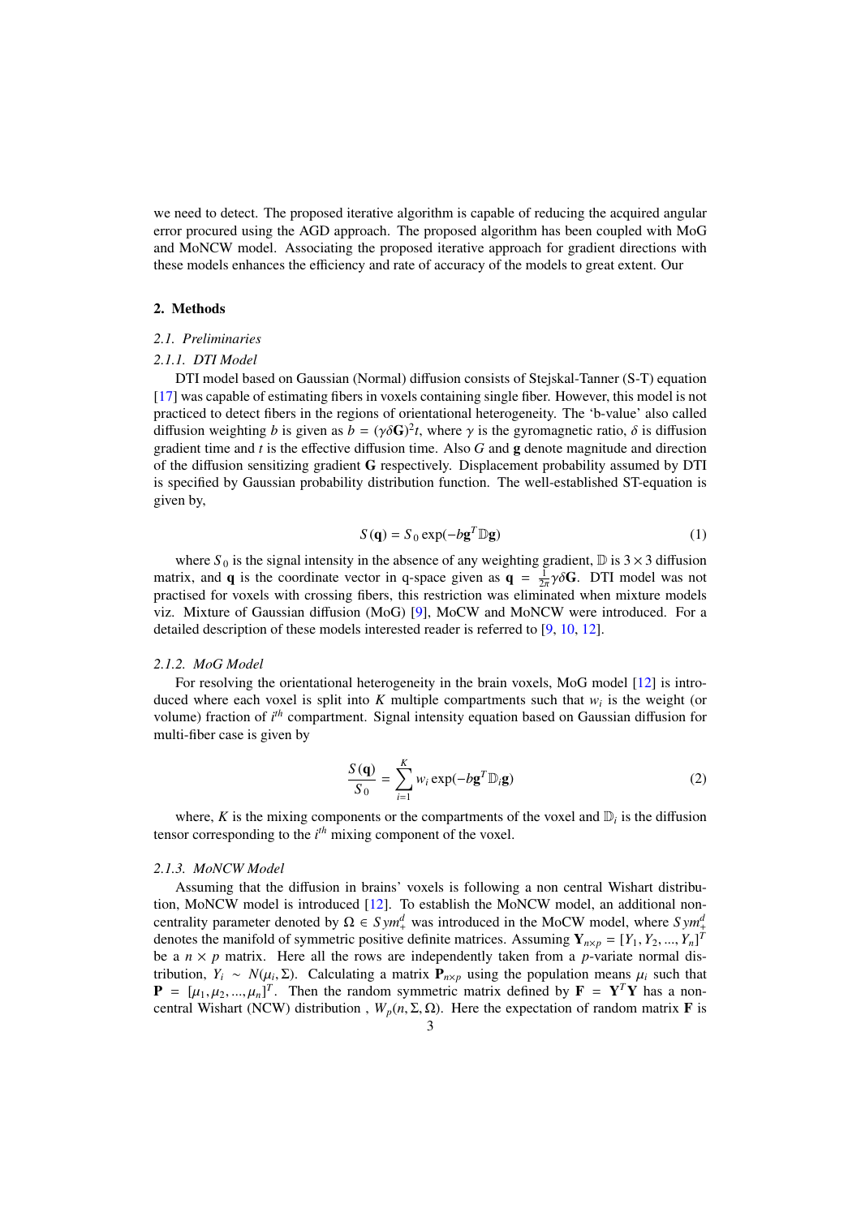we need to detect. The proposed iterative algorithm is capable of reducing the acquired angular error procured using the AGD approach. The proposed algorithm has been coupled with MoG and MoNCW model. Associating the proposed iterative approach for gradient directions with these models enhances the efficiency and rate of accuracy of the models to great extent. Our

## 2. Methods

### *2.1. Preliminaries*

#### *2.1.1. DTI Model*

DTI model based on Gaussian (Normal) diffusion consists of Stejskal-Tanner (S-T) equation [17] was capable of estimating fibers in voxels containing single fiber. However, this model is not practiced to detect fibers in the regions of orientational heterogeneity. The 'b-value' also called diffusion weighting $b$ is given as $b = (\gamma \delta \mathbf{G})^2 t$, where $\gamma$ is the gyromagnetic ratio, $\delta$ is diffusion gradient time and $t$ is the effective diffusion time. Also $G$ and $\mathbf{g}$ denote magnitude and direction of the diffusion sensitizing gradient $\mathbf{G}$ respectively. Displacement probability assumed by DTI is specified by Gaussian probability distribution function. The well-established ST-equation is given by,

$$S(\mathbf{q}) = S_0 \exp(-b\mathbf{g}^T \mathbb{D} \mathbf{g}) \tag{1}$$

where $S_0$ is the signal intensity in the absence of any weighting gradient, $\mathbb{D}$ is $3 \times 3$ diffusion matrix, and $\mathbf{q}$ is the coordinate vector in q-space given as $\mathbf{q} = \frac{1}{2\pi}\gamma \delta \mathbf{G}$. DTI model was not practised for voxels with crossing fibers, this restriction was eliminated when mixture models viz. Mixture of Gaussian diffusion (MoG) [9], MoCW and MoNCW were introduced. For a detailed description of these models interested reader is referred to [9, 10, 12].

#### *2.1.2. MoG Model*

For resolving the orientational heterogeneity in the brain voxels, MoG model [12] is introduced where each voxel is split into $K$ multiple compartments such that $w_i$ is the weight (or volume) fraction of $i^{th}$ compartment. Signal intensity equation based on Gaussian diffusion for multi-fiber case is given by

$$\frac{S(\mathbf{q})}{S_0} = \sum_{i=1}^{K} w_i \exp(-b\mathbf{g}^T \mathbb{D}_i \mathbf{g}) \tag{2}$$

where, $K$ is the mixing components or the compartments of the voxel and $\mathbb{D}_i$ is the diffusion tensor corresponding to the $i^{th}$ mixing component of the voxel.

#### *2.1.3. MoNCW Model*

Assuming that the diffusion in brains' voxels is following a non central Wishart distribution, MoNCW model is introduced [12]. To establish the MoNCW model, an additional noncentrality parameter denoted by $\Omega \in Sym_+^d$ was introduced in the MoCW model, where $Sym_+^d$ denotes the manifold of symmetric positive definite matrices. Assuming $\mathbf{Y}_{n \times p} = [Y_1, Y_2, ..., Y_n]^T$ be a $n \times p$ matrix. Here all the rows are independently taken from a $p$-variate normal distribution, $Y_i \sim N(\mu_i, \Sigma)$. Calculating a matrix $\mathbf{P}_{n \times p}$ using the population means $\mu_i$ such that $\mathbf{P} = [\mu_1, \mu_2, ..., \mu_n]^T$. Then the random symmetric matrix defined by $\mathbf{F} = \mathbf{Y}^T \mathbf{Y}$ has a noncentral Wishart (NCW) distribution , $W_p(n, \Sigma, \Omega)$. Here the expectation of random matrix $\mathbf{F}$ is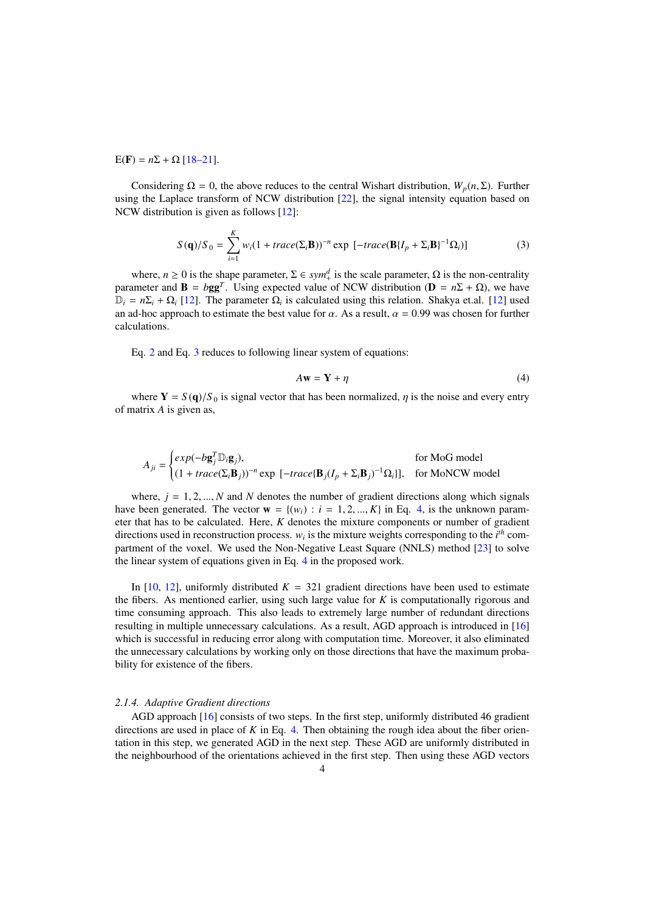$E(\mathbf{F}) = n\Sigma + \Omega$ [18–21].

Considering $\Omega = 0$, the above reduces to the central Wishart distribution, $W_p(n, \Sigma)$. Further using the Laplace transform of NCW distribution [22], the signal intensity equation based on NCW distribution is given as follows [12]:

$$S(\mathbf{q})/S_0 = \sum_{i=1}^{K} w_i (1 + trace(\Sigma_i \mathbf{B}))^{-n} \exp\,[-trace(\mathbf{B}\{I_p + \Sigma_i \mathbf{B}\}^{-1}\Omega_i)] \tag{3}$$

where, $n \geq 0$ is the shape parameter, $\Sigma \in sym_+^d$ is the scale parameter, $\Omega$ is the non-centrality parameter and $\mathbf{B} = b\mathbf{g}\mathbf{g}^T$. Using expected value of NCW distribution ($\mathbf{D} = n\Sigma + \Omega$), we have $\mathbb{D}_i = n\Sigma_i + \Omega_i$ [12]. The parameter $\Omega_i$ is calculated using this relation. Shakya et.al. [12] used an ad-hoc approach to estimate the best value for $\alpha$. As a result, $\alpha = 0.99$ was chosen for further calculations.

Eq. 2 and Eq. 3 reduces to following linear system of equations:

$$A\mathbf{w} = \mathbf{Y} + \eta \tag{4}$$

where $\mathbf{Y} = S(\mathbf{q})/S_0$ is signal vector that has been normalized, $\eta$ is the noise and every entry of matrix $A$ is given as,

$$A_{ji} = \begin{cases} exp(-b\mathbf{g}_j^T \mathbb{D}_i \mathbf{g}_j), & \text{for MoG model} \\ (1 + trace(\Sigma_i \mathbf{B}_j))^{-n} \exp\,[-trace\{\mathbf{B}_j (I_p + \Sigma_i \mathbf{B}_j)^{-1}\Omega_i\}], & \text{for MoNCW model} \end{cases}$$

where, $j = 1, 2, ..., N$ and $N$ denotes the number of gradient directions along which signals have been generated. The vector $\mathbf{w} = \{(w_i) : i = 1, 2, ..., K\}$ in Eq. 4, is the unknown parameter that has to be calculated. Here, $K$ denotes the mixture components or number of gradient directions used in reconstruction process. $w_i$ is the mixture weights corresponding to the $i^{th}$ compartment of the voxel. We used the Non-Negative Least Square (NNLS) method [23] to solve the linear system of equations given in Eq. 4 in the proposed work.

In [10, 12], uniformly distributed $K = 321$ gradient directions have been used to estimate the fibers. As mentioned earlier, using such large value for $K$ is computationally rigorous and time consuming approach. This also leads to extremely large number of redundant directions resulting in multiple unnecessary calculations. As a result, AGD approach is introduced in [16] which is successful in reducing error along with computation time. Moreover, it also eliminated the unnecessary calculations by working only on those directions that have the maximum probability for existence of the fibers.

#### *2.1.4. Adaptive Gradient directions*

AGD approach [16] consists of two steps. In the first step, uniformly distributed 46 gradient directions are used in place of $K$ in Eq. 4. Then obtaining the rough idea about the fiber orientation in this step, we generated AGD in the next step. These AGD are uniformly distributed in the neighbourhood of the orientations achieved in the first step. Then using these AGD vectors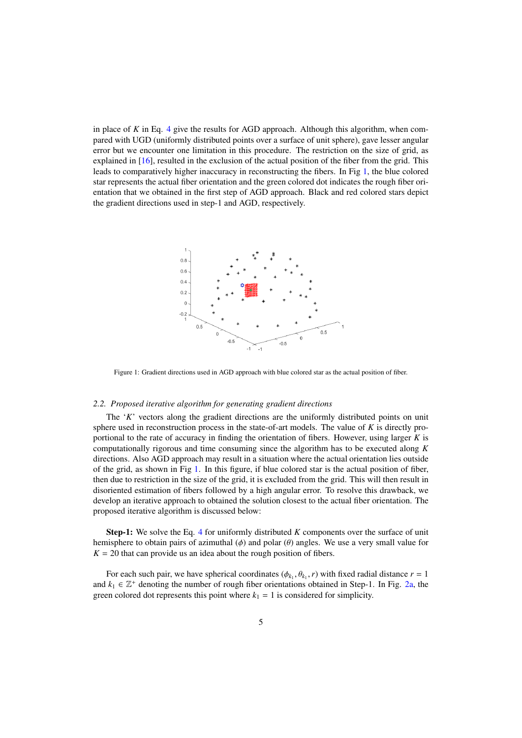in place of $K$ in Eq. 4 give the results for AGD approach. Although this algorithm, when compared with UGD (uniformly distributed points over a surface of unit sphere), gave lesser angular error but we encounter one limitation in this procedure. The restriction on the size of grid, as explained in [16], resulted in the exclusion of the actual position of the fiber from the grid. This leads to comparatively higher inaccuracy in reconstructing the fibers. In Fig 1, the blue colored star represents the actual fiber orientation and the green colored dot indicates the rough fiber orientation that we obtained in the first step of AGD approach. Black and red colored stars depict the gradient directions used in step-1 and AGD, respectively.

Figure 1: Gradient directions used in AGD approach with blue colored star as the actual position of fiber.

### *2.2. Proposed iterative algorithm for generating gradient directions*

The '$K$' vectors along the gradient directions are the uniformly distributed points on unit sphere used in reconstruction process in the state-of-art models. The value of $K$ is directly proportional to the rate of accuracy in finding the orientation of fibers. However, using larger $K$ is computationally rigorous and time consuming since the algorithm has to be executed along $K$ directions. Also AGD approach may result in a situation where the actual orientation lies outside of the grid, as shown in Fig 1. In this figure, if blue colored star is the actual position of fiber, then due to restriction in the size of the grid, it is excluded from the grid. This will then result in disoriented estimation of fibers followed by a high angular error. To resolve this drawback, we develop an iterative approach to obtained the solution closest to the actual fiber orientation. The proposed iterative algorithm is discussed below:

**Step-1:** We solve the Eq. 4 for uniformly distributed $K$ components over the surface of unit hemisphere to obtain pairs of azimuthal ($\phi$) and polar ($\theta$) angles. We use a very small value for $K = 20$ that can provide us an idea about the rough position of fibers.

For each such pair, we have spherical coordinates $(\phi_{k_1}, \theta_{k_1}, r)$ with fixed radial distance $r = 1$ and $k_1 \in \mathbb{Z}^+$ denoting the number of rough fiber orientations obtained in Step-1. In Fig. 2a, the green colored dot represents this point where $k_1 = 1$ is considered for simplicity.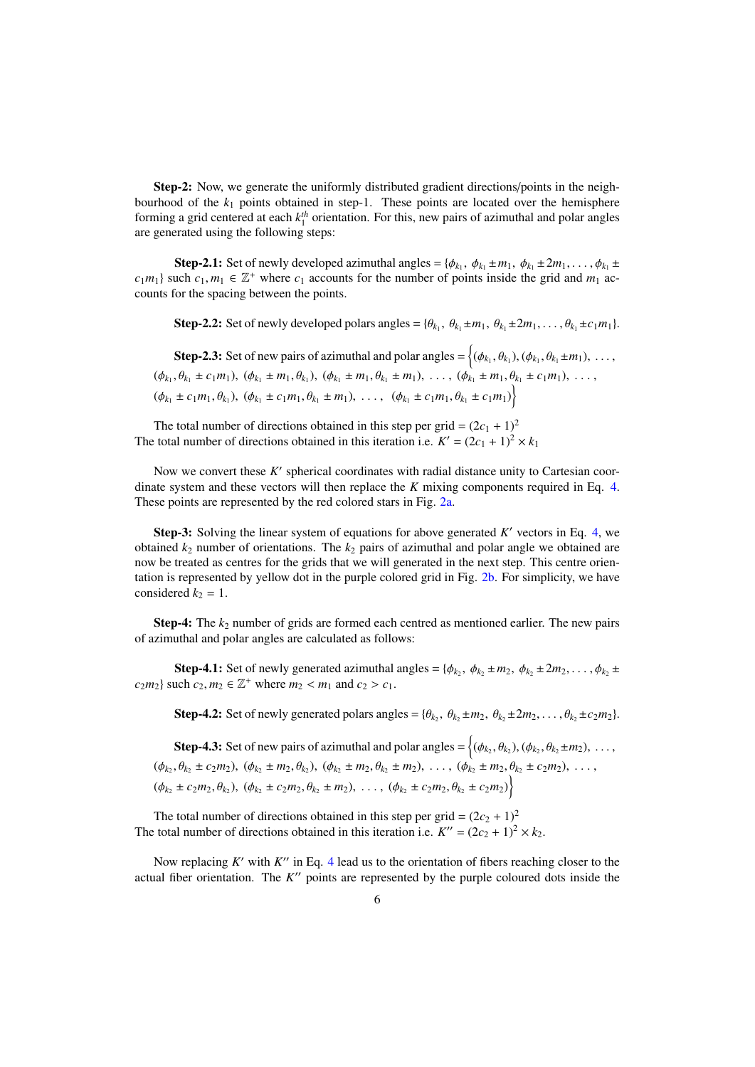**Step-2:** Now, we generate the uniformly distributed gradient directions/points in the neighbourhood of the $k_1$ points obtained in step-1. These points are located over the hemisphere forming a grid centered at each $k_1^{th}$ orientation. For this, new pairs of azimuthal and polar angles are generated using the following steps:

**Step-2.1:** Set of newly developed azimuthal angles = $\{\phi_{k_1},\ \phi_{k_1} \pm m_1,\ \phi_{k_1} \pm 2m_1, \ldots, \phi_{k_1} \pm c_1 m_1\}$ such $c_1, m_1 \in \mathbb{Z}^+$ where $c_1$ accounts for the number of points inside the grid and $m_1$ accounts for the spacing between the points.

**Step-2.2:** Set of newly developed polars angles = $\{\theta_{k_1},\ \theta_{k_1} \pm m_1,\ \theta_{k_1} \pm 2m_1, \ldots, \theta_{k_1} \pm c_1 m_1\}$.

**Step-2.3:** Set of new pairs of azimuthal and polar angles = $\Big\{(\phi_{k_1}, \theta_{k_1}), (\phi_{k_1}, \theta_{k_1} \pm m_1),\ \ldots,$ $(\phi_{k_1}, \theta_{k_1} \pm c_1 m_1),\ (\phi_{k_1} \pm m_1, \theta_{k_1}),\ (\phi_{k_1} \pm m_1, \theta_{k_1} \pm m_1),\ \ldots,\ (\phi_{k_1} \pm m_1, \theta_{k_1} \pm c_1 m_1),\ \ldots,$ $(\phi_{k_1} \pm c_1 m_1, \theta_{k_1}),\ (\phi_{k_1} \pm c_1 m_1, \theta_{k_1} \pm m_1),\ \ldots,\ (\phi_{k_1} \pm c_1 m_1, \theta_{k_1} \pm c_1 m_1)\Big\}$

The total number of directions obtained in this step per grid = $(2c_1 + 1)^2$
The total number of directions obtained in this iteration i.e. $K' = (2c_1 + 1)^2 \times k_1$

Now we convert these $K'$ spherical coordinates with radial distance unity to Cartesian coordinate system and these vectors will then replace the $K$ mixing components required in Eq. 4. These points are represented by the red colored stars in Fig. 2a.

**Step-3:** Solving the linear system of equations for above generated $K'$ vectors in Eq. 4, we obtained $k_2$ number of orientations. The $k_2$ pairs of azimuthal and polar angle we obtained are now be treated as centres for the grids that we will generated in the next step. This centre orientation is represented by yellow dot in the purple colored grid in Fig. 2b. For simplicity, we have considered $k_2 = 1$.

**Step-4:** The $k_2$ number of grids are formed each centred as mentioned earlier. The new pairs of azimuthal and polar angles are calculated as follows:

**Step-4.1:** Set of newly generated azimuthal angles = $\{\phi_{k_2},\ \phi_{k_2} \pm m_2,\ \phi_{k_2} \pm 2m_2, \ldots, \phi_{k_2} \pm c_2 m_2\}$ such $c_2, m_2 \in \mathbb{Z}^+$ where $m_2 < m_1$ and $c_2 > c_1$.

**Step-4.2:** Set of newly generated polars angles = $\{\theta_{k_2},\ \theta_{k_2} \pm m_2,\ \theta_{k_2} \pm 2m_2, \ldots, \theta_{k_2} \pm c_2 m_2\}$.

**Step-4.3:** Set of new pairs of azimuthal and polar angles = $\Big\{(\phi_{k_2}, \theta_{k_2}), (\phi_{k_2}, \theta_{k_2} \pm m_2),\ \ldots,$ $(\phi_{k_2}, \theta_{k_2} \pm c_2 m_2),\ (\phi_{k_2} \pm m_2, \theta_{k_2}),\ (\phi_{k_2} \pm m_2, \theta_{k_2} \pm m_2),\ \ldots,\ (\phi_{k_2} \pm m_2, \theta_{k_2} \pm c_2 m_2),\ \ldots,$ $(\phi_{k_2} \pm c_2 m_2, \theta_{k_2}),\ (\phi_{k_2} \pm c_2 m_2, \theta_{k_2} \pm m_2),\ \ldots,\ (\phi_{k_2} \pm c_2 m_2, \theta_{k_2} \pm c_2 m_2)\Big\}$

The total number of directions obtained in this step per grid = $(2c_2 + 1)^2$
The total number of directions obtained in this iteration i.e. $K'' = (2c_2 + 1)^2 \times k_2$.

Now replacing $K'$ with $K''$ in Eq. 4 lead us to the orientation of fibers reaching closer to the actual fiber orientation. The $K''$ points are represented by the purple coloured dots inside the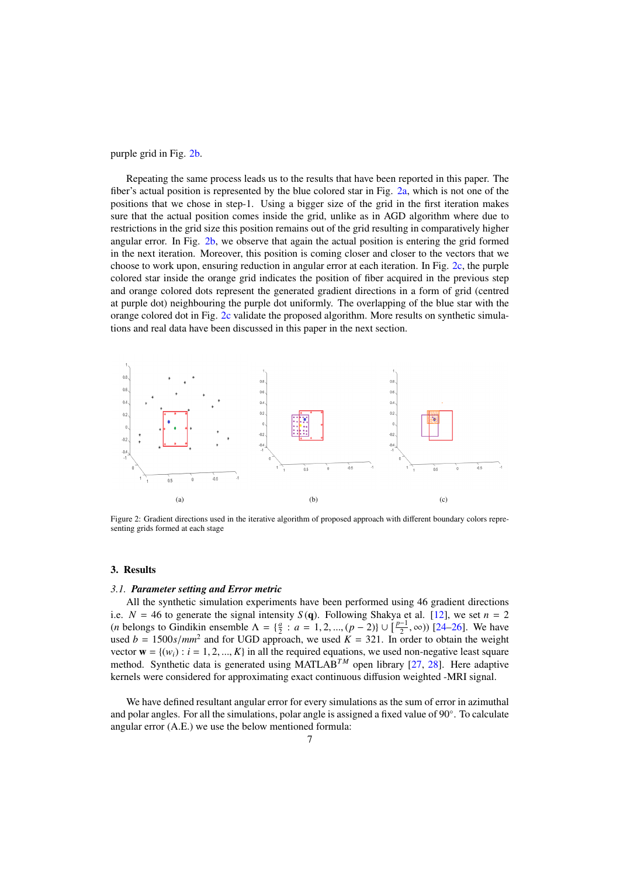purple grid in Fig. 2b.

Repeating the same process leads us to the results that have been reported in this paper. The fiber's actual position is represented by the blue colored star in Fig. 2a, which is not one of the positions that we chose in step-1. Using a bigger size of the grid in the first iteration makes sure that the actual position comes inside the grid, unlike as in AGD algorithm where due to restrictions in the grid size this position remains out of the grid resulting in comparatively higher angular error. In Fig. 2b, we observe that again the actual position is entering the grid formed in the next iteration. Moreover, this position is coming closer and closer to the vectors that we choose to work upon, ensuring reduction in angular error at each iteration. In Fig. 2c, the purple colored star inside the orange grid indicates the position of fiber acquired in the previous step and orange colored dots represent the generated gradient directions in a form of grid (centred at purple dot) neighbouring the purple dot uniformly. The overlapping of the blue star with the orange colored dot in Fig. 2c validate the proposed algorithm. More results on synthetic simulations and real data have been discussed in this paper in the next section.

(a) (b) (c)

Figure 2: Gradient directions used in the iterative algorithm of proposed approach with different boundary colors representing grids formed at each stage

## 3. Results

### *3.1. Parameter setting and Error metric*

All the synthetic simulation experiments have been performed using 46 gradient directions i.e. $N = 46$ to generate the signal intensity $S(\mathbf{q})$. Following Shakya et al. [12], we set $n = 2$ ($n$ belongs to Gindikin ensemble $\Lambda = \{\frac{a}{2} : a = 1, 2, ..., (p-2)\} \cup [\frac{p-1}{2}, \infty)$) [24–26]. We have used $b = 1500 s/mm^2$ and for UGD approach, we used $K = 321$. In order to obtain the weight vector $\mathbf{w} = \{(w_i) : i = 1, 2, ..., K\}$ in all the required equations, we used non-negative least square method. Synthetic data is generated using MATLAB$^{TM}$ open library [27, 28]. Here adaptive kernels were considered for approximating exact continuous diffusion weighted -MRI signal.

We have defined resultant angular error for every simulations as the sum of error in azimuthal and polar angles. For all the simulations, polar angle is assigned a fixed value of 90°. To calculate angular error (A.E.) we use the below mentioned formula: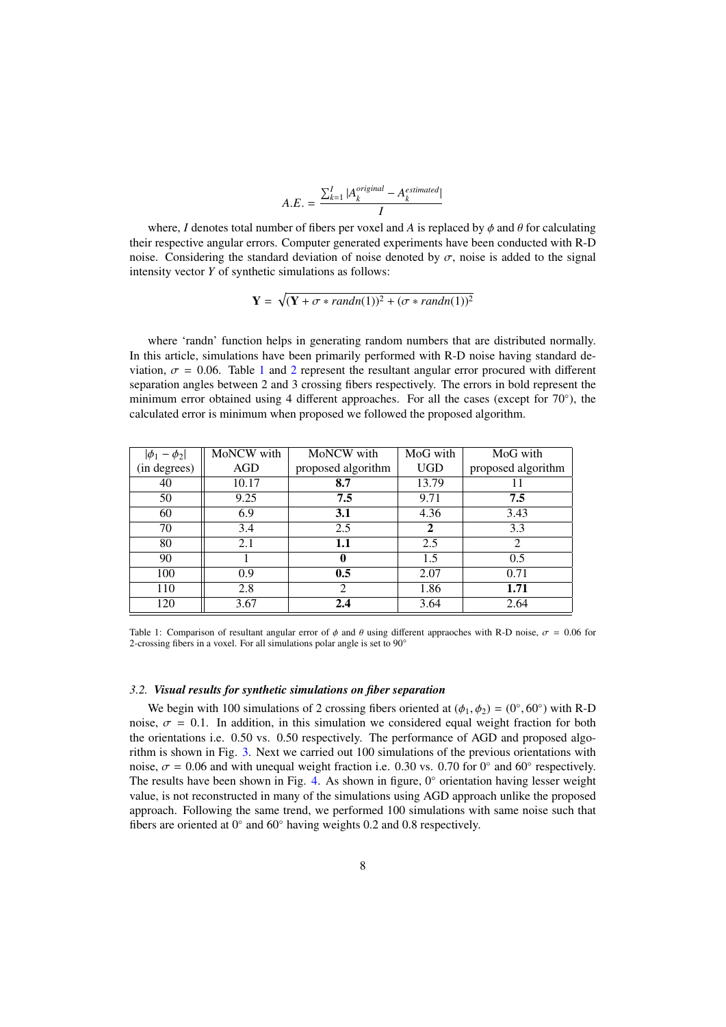$$A.E. = \frac{\sum_{k=1}^{I} |A_k^{original} - A_k^{estimated}|}{I}$$

where, $I$ denotes total number of fibers per voxel and $A$ is replaced by $\phi$ and $\theta$ for calculating their respective angular errors. Computer generated experiments have been conducted with R-D noise. Considering the standard deviation of noise denoted by $\sigma$, noise is added to the signal intensity vector $Y$ of synthetic simulations as follows:

$$\mathbf{Y} = \sqrt{(\mathbf{Y} + \sigma * randn(1))^2 + (\sigma * randn(1))^2}$$

where 'randn' function helps in generating random numbers that are distributed normally. In this article, simulations have been primarily performed with R-D noise having standard deviation, $\sigma = 0.06$. Table 1 and 2 represent the resultant angular error procured with different separation angles between 2 and 3 crossing fibers respectively. The errors in bold represent the minimum error obtained using 4 different approaches. For all the cases (except for 70°), the calculated error is minimum when proposed we followed the proposed algorithm.

| $\lvert\phi_1 - \phi_2\rvert$ (in degrees) | MoNCW with AGD | MoNCW with proposed algorithm | MoG with UGD | MoG with proposed algorithm |
|---|---|---|---|---|
| 40 | 10.17 | **8.7** | 13.79 | 11 |
| 50 | 9.25 | **7.5** | 9.71 | **7.5** |
| 60 | 6.9 | **3.1** | 4.36 | 3.43 |
| 70 | 3.4 | 2.5 | **2** | 3.3 |
| 80 | 2.1 | **1.1** | 2.5 | 2 |
| 90 | 1 | **0** | 1.5 | 0.5 |
| 100 | 0.9 | **0.5** | 2.07 | 0.71 |
| 110 | 2.8 | 2 | 1.86 | **1.71** |
| 120 | 3.67 | **2.4** | 3.64 | 2.64 |

Table 1: Comparison of resultant angular error of $\phi$ and $\theta$ using different appraoches with R-D noise, $\sigma = 0.06$ for 2-crossing fibers in a voxel. For all simulations polar angle is set to 90°

### 3.2. *Visual results for synthetic simulations on fiber separation*

We begin with 100 simulations of 2 crossing fibers oriented at $(\phi_1, \phi_2) = (0°, 60°)$ with R-D noise, $\sigma = 0.1$. In addition, in this simulation we considered equal weight fraction for both the orientations i.e. 0.50 vs. 0.50 respectively. The performance of AGD and proposed algorithm is shown in Fig. 3. Next we carried out 100 simulations of the previous orientations with noise, $\sigma = 0.06$ and with unequal weight fraction i.e. 0.30 vs. 0.70 for 0° and 60° respectively. The results have been shown in Fig. 4. As shown in figure, 0° orientation having lesser weight value, is not reconstructed in many of the simulations using AGD approach unlike the proposed approach. Following the same trend, we performed 100 simulations with same noise such that fibers are oriented at 0° and 60° having weights 0.2 and 0.8 respectively.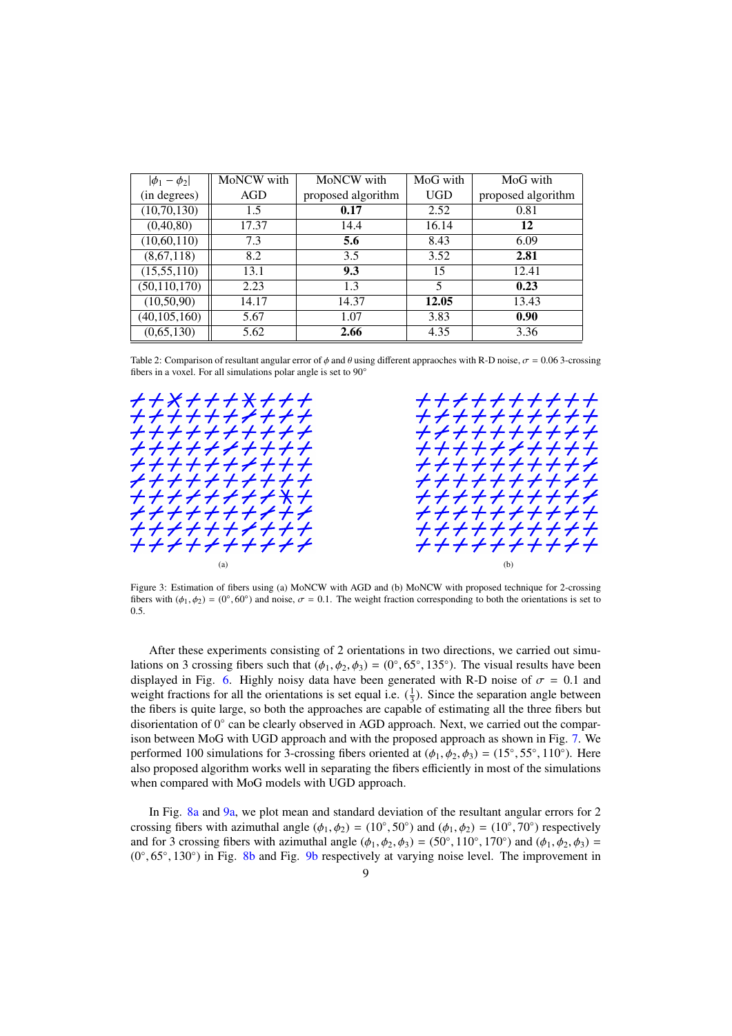| $\|\phi_1 - \phi_2\|$ (in degrees) | MoNCW with AGD | MoNCW with proposed algorithm | MoG with UGD | MoG with proposed algorithm |
|---|---|---|---|---|
| (10,70,130) | 1.5 | **0.17** | 2.52 | 0.81 |
| (0,40,80) | 17.37 | 14.4 | 16.14 | **12** |
| (10,60,110) | 7.3 | **5.6** | 8.43 | 6.09 |
| (8,67,118) | 8.2 | 3.5 | 3.52 | **2.81** |
| (15,55,110) | 13.1 | **9.3** | 15 | 12.41 |
| (50,110,170) | 2.23 | 1.3 | 5 | **0.23** |
| (10,50,90) | 14.17 | 14.37 | **12.05** | 13.43 |
| (40,105,160) | 5.67 | 1.07 | 3.83 | **0.90** |
| (0,65,130) | 5.62 | **2.66** | 4.35 | 3.36 |

Table 2: Comparison of resultant angular error of $\phi$ and $\theta$ using different appraoches with R-D noise, $\sigma = 0.06$ 3-crossing fibers in a voxel. For all simulations polar angle is set to 90°

(a)

(b)

Figure 3: Estimation of fibers using (a) MoNCW with AGD and (b) MoNCW with proposed technique for 2-crossing fibers with $(\phi_1, \phi_2) = (0^\circ, 60^\circ)$ and noise, $\sigma = 0.1$. The weight fraction corresponding to both the orientations is set to 0.5.

After these experiments consisting of 2 orientations in two directions, we carried out simulations on 3 crossing fibers such that $(\phi_1, \phi_2, \phi_3) = (0^\circ, 65^\circ, 135^\circ)$. The visual results have been displayed in Fig. 6. Highly noisy data have been generated with R-D noise of $\sigma = 0.1$ and weight fractions for all the orientations is set equal i.e. $(\frac{1}{3})$. Since the separation angle between the fibers is quite large, so both the approaches are capable of estimating all the three fibers but disorientation of 0° can be clearly observed in AGD approach. Next, we carried out the comparison between MoG with UGD approach and with the proposed approach as shown in Fig. 7. We performed 100 simulations for 3-crossing fibers oriented at $(\phi_1, \phi_2, \phi_3) = (15^\circ, 55^\circ, 110^\circ)$. Here also proposed algorithm works well in separating the fibers efficiently in most of the simulations when compared with MoG models with UGD approach.

In Fig. 8a and 9a, we plot mean and standard deviation of the resultant angular errors for 2 crossing fibers with azimuthal angle $(\phi_1, \phi_2) = (10^\circ, 50^\circ)$ and $(\phi_1, \phi_2) = (10^\circ, 70^\circ)$ respectively and for 3 crossing fibers with azimuthal angle $(\phi_1, \phi_2, \phi_3) = (50^\circ, 110^\circ, 170^\circ)$ and $(\phi_1, \phi_2, \phi_3) = (0^\circ, 65^\circ, 130^\circ)$ in Fig. 8b and Fig. 9b respectively at varying noise level. The improvement in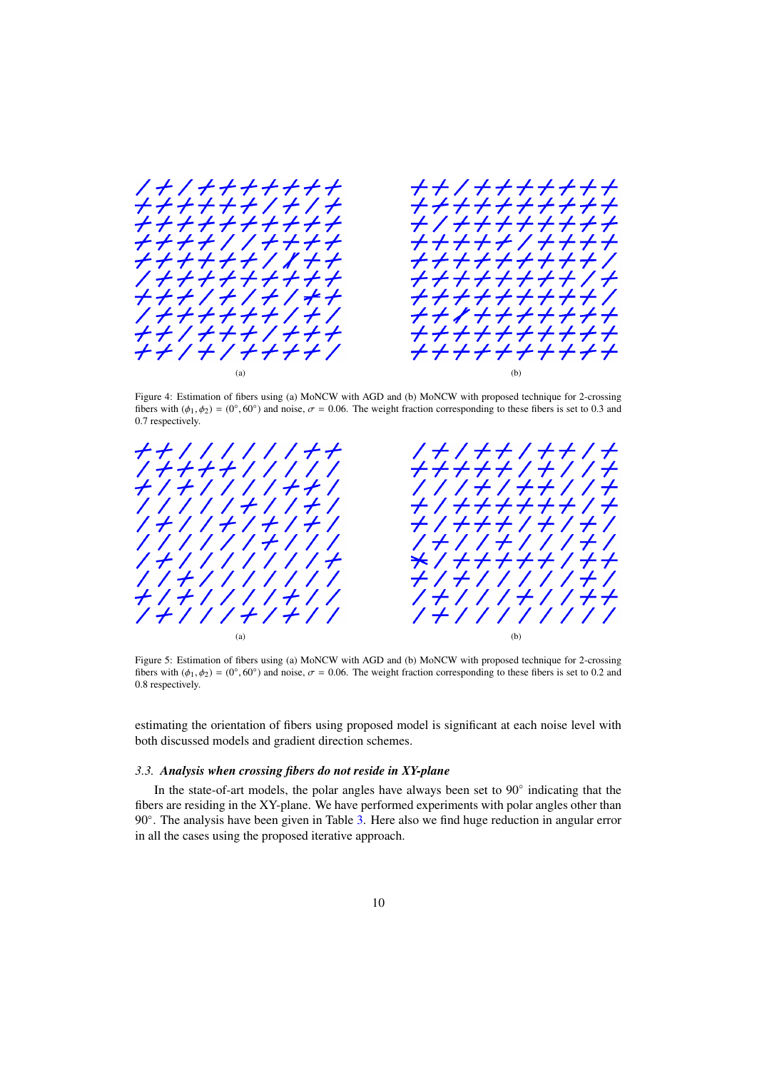(a)

(b)

Figure 4: Estimation of fibers using (a) MoNCW with AGD and (b) MoNCW with proposed technique for 2-crossing fibers with $(\phi_1, \phi_2) = (0°, 60°)$ and noise, $\sigma = 0.06$. The weight fraction corresponding to these fibers is set to 0.3 and 0.7 respectively.

(a)

(b)

Figure 5: Estimation of fibers using (a) MoNCW with AGD and (b) MoNCW with proposed technique for 2-crossing fibers with $(\phi_1, \phi_2) = (0°, 60°)$ and noise, $\sigma = 0.06$. The weight fraction corresponding to these fibers is set to 0.2 and 0.8 respectively.

estimating the orientation of fibers using proposed model is significant at each noise level with both discussed models and gradient direction schemes.

### *3.3. Analysis when crossing fibers do not reside in XY-plane*

In the state-of-art models, the polar angles have always been set to 90° indicating that the fibers are residing in the XY-plane. We have performed experiments with polar angles other than 90°. The analysis have been given in Table 3. Here also we find huge reduction in angular error in all the cases using the proposed iterative approach.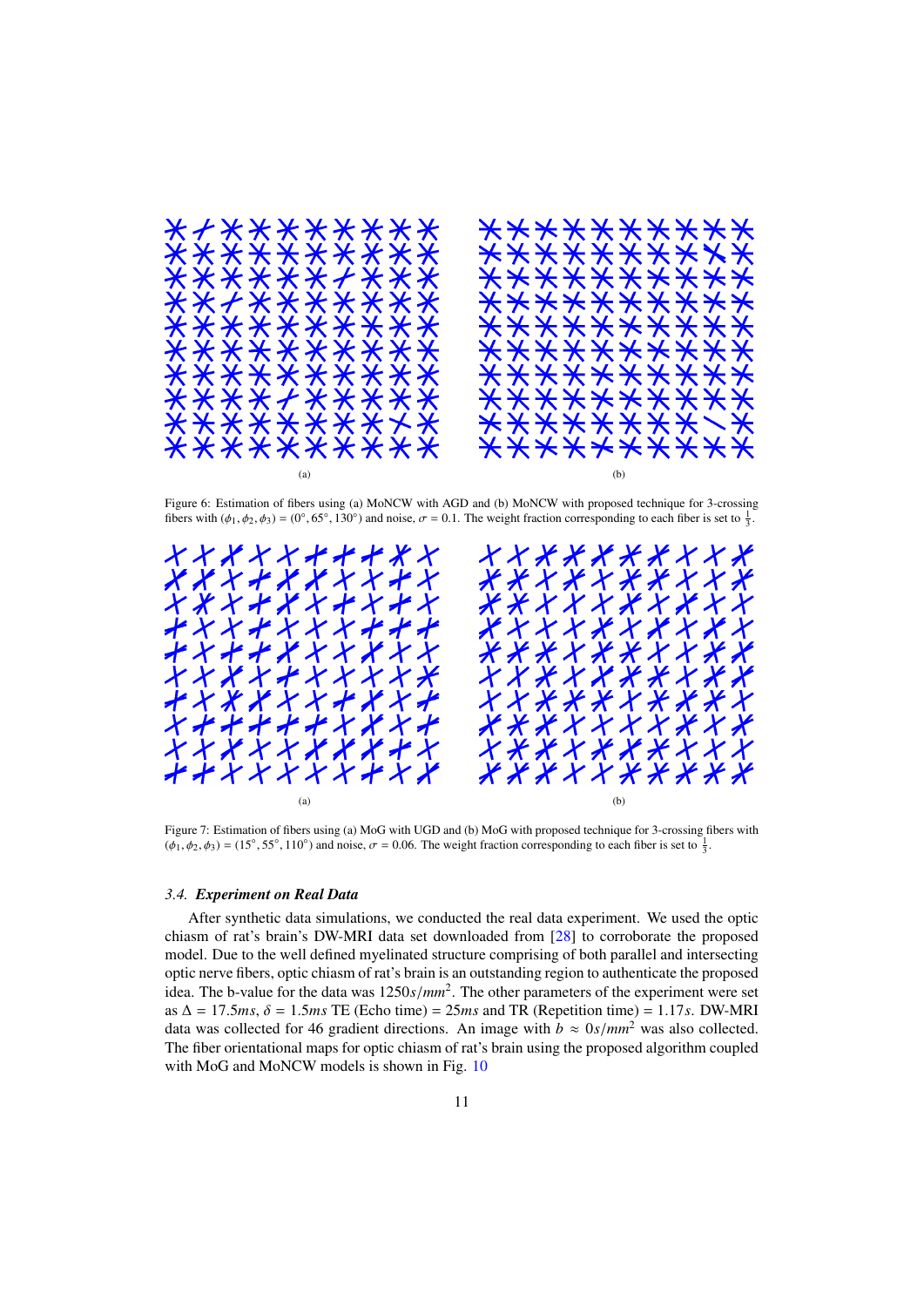(a)

(b)

Figure 6: Estimation of fibers using (a) MoNCW with AGD and (b) MoNCW with proposed technique for 3-crossing fibers with $(\phi_1, \phi_2, \phi_3) = (0^\circ, 65^\circ, 130^\circ)$ and noise, $\sigma = 0.1$. The weight fraction corresponding to each fiber is set to $\frac{1}{3}$.

(a)

(b)

Figure 7: Estimation of fibers using (a) MoG with UGD and (b) MoG with proposed technique for 3-crossing fibers with $(\phi_1, \phi_2, \phi_3) = (15^\circ, 55^\circ, 110^\circ)$ and noise, $\sigma = 0.06$. The weight fraction corresponding to each fiber is set to $\frac{1}{3}$.

### 3.4. *Experiment on Real Data*

After synthetic data simulations, we conducted the real data experiment. We used the optic chiasm of rat's brain's DW-MRI data set downloaded from [28] to corroborate the proposed model. Due to the well defined myelinated structure comprising of both parallel and intersecting optic nerve fibers, optic chiasm of rat's brain is an outstanding region to authenticate the proposed idea. The b-value for the data was $1250s/mm^2$. The other parameters of the experiment were set as $\Delta = 17.5ms$, $\delta = 1.5ms$ TE (Echo time) = $25ms$ and TR (Repetition time) = $1.17s$. DW-MRI data was collected for 46 gradient directions. An image with $b \approx 0s/mm^2$ was also collected. The fiber orientational maps for optic chiasm of rat's brain using the proposed algorithm coupled with MoG and MoNCW models is shown in Fig. 10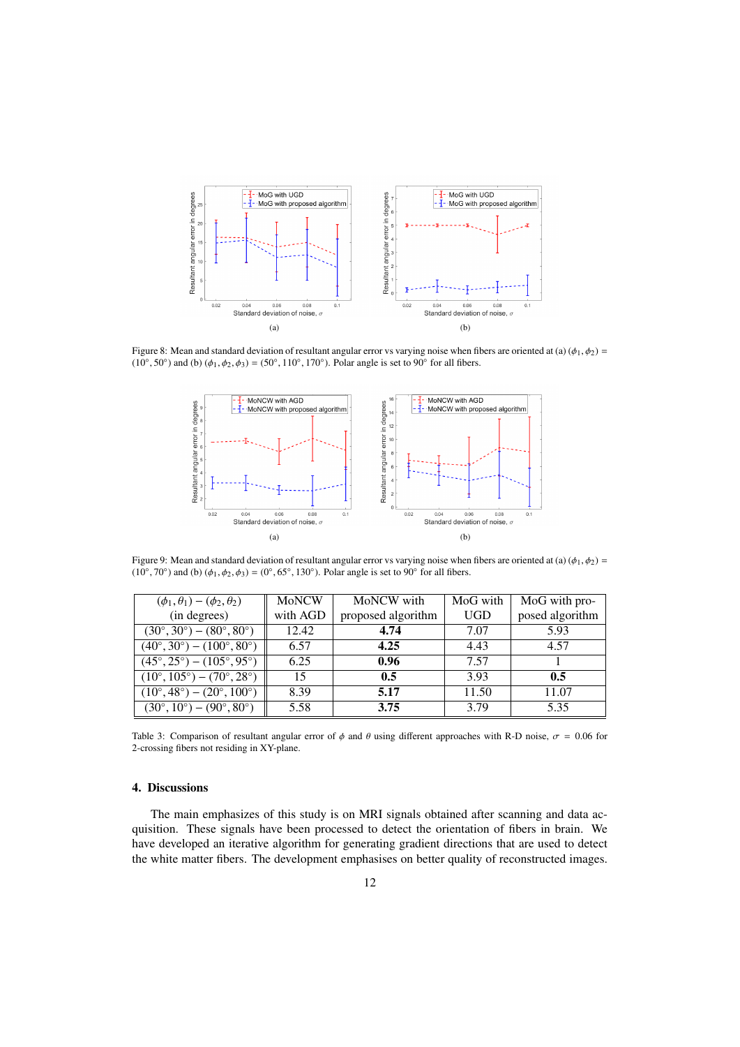Figure 8: Mean and standard deviation of resultant angular error vs varying noise when fibers are oriented at (a) $(\phi_1, \phi_2) = (10°, 50°)$ and (b) $(\phi_1, \phi_2, \phi_3) = (50°, 110°, 170°)$. Polar angle is set to 90° for all fibers.

Figure 9: Mean and standard deviation of resultant angular error vs varying noise when fibers are oriented at (a) $(\phi_1, \phi_2) = (10°, 70°)$ and (b) $(\phi_1, \phi_2, \phi_3) = (0°, 65°, 130°)$. Polar angle is set to 90° for all fibers.

| $(\phi_1, \theta_1) - (\phi_2, \theta_2)$ (in degrees) | MoNCW with AGD | MoNCW with proposed algorithm | MoG with UGD | MoG with proposed algorithm |
|---|---|---|---|---|
| $(30°, 30°) - (80°, 80°)$ | 12.42 | **4.74** | 7.07 | 5.93 |
| $(40°, 30°) - (100°, 80°)$ | 6.57 | **4.25** | 4.43 | 4.57 |
| $(45°, 25°) - (105°, 95°)$ | 6.25 | **0.96** | 7.57 | 1 |
| $(10°, 105°) - (70°, 28°)$ | 15 | **0.5** | 3.93 | **0.5** |
| $(10°, 48°) - (20°, 100°)$ | 8.39 | **5.17** | 11.50 | 11.07 |
| $(30°, 10°) - (90°, 80°)$ | 5.58 | **3.75** | 3.79 | 5.35 |

Table 3: Comparison of resultant angular error of $\phi$ and $\theta$ using different approaches with R-D noise, $\sigma = 0.06$ for 2-crossing fibers not residing in XY-plane.

## 4. Discussions

The main emphasizes of this study is on MRI signals obtained after scanning and data acquisition. These signals have been processed to detect the orientation of fibers in brain. We have developed an iterative algorithm for generating gradient directions that are used to detect the white matter fibers. The development emphasises on better quality of reconstructed images.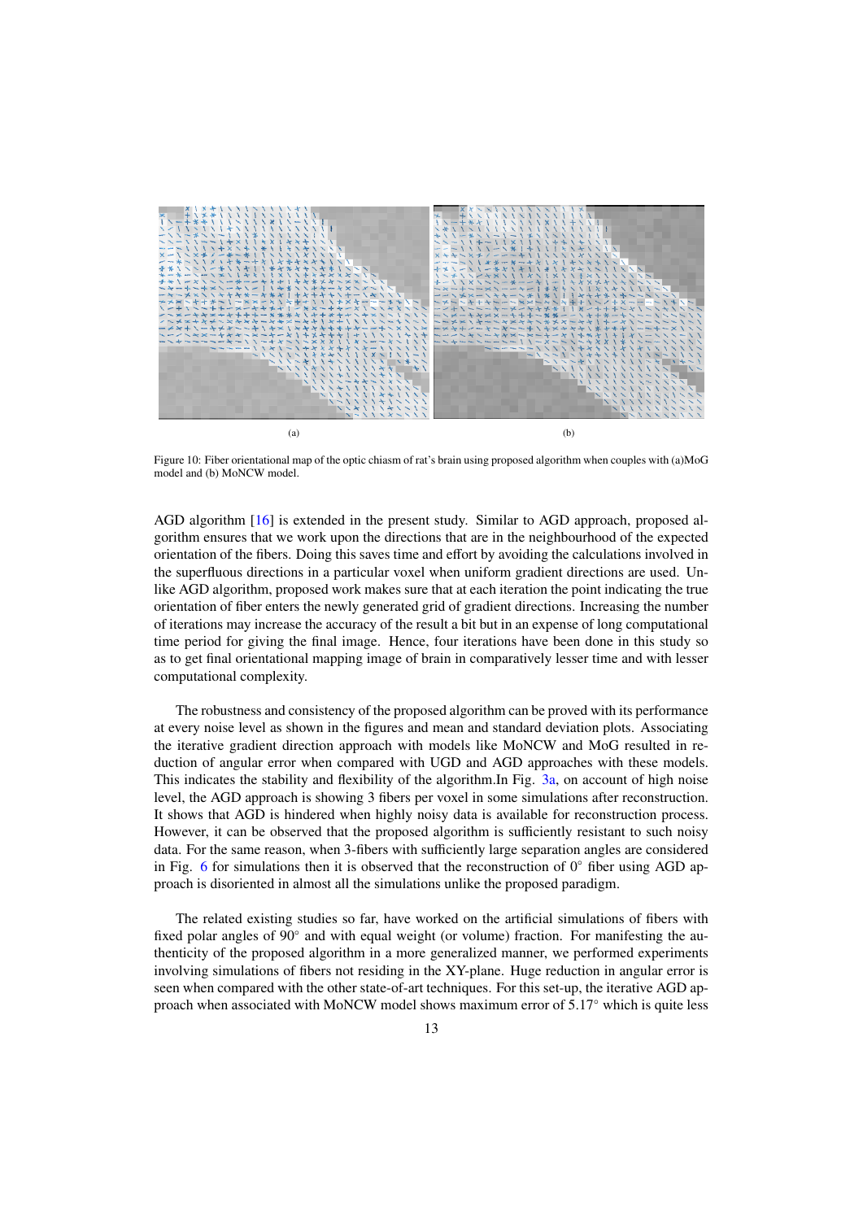(a)

(b)

Figure 10: Fiber orientational map of the optic chiasm of rat's brain using proposed algorithm when couples with (a)MoG model and (b) MoNCW model.

AGD algorithm [16] is extended in the present study. Similar to AGD approach, proposed algorithm ensures that we work upon the directions that are in the neighbourhood of the expected orientation of the fibers. Doing this saves time and effort by avoiding the calculations involved in the superfluous directions in a particular voxel when uniform gradient directions are used. Unlike AGD algorithm, proposed work makes sure that at each iteration the point indicating the true orientation of fiber enters the newly generated grid of gradient directions. Increasing the number of iterations may increase the accuracy of the result a bit but in an expense of long computational time period for giving the final image. Hence, four iterations have been done in this study so as to get final orientational mapping image of brain in comparatively lesser time and with lesser computational complexity.

The robustness and consistency of the proposed algorithm can be proved with its performance at every noise level as shown in the figures and mean and standard deviation plots. Associating the iterative gradient direction approach with models like MoNCW and MoG resulted in reduction of angular error when compared with UGD and AGD approaches with these models. This indicates the stability and flexibility of the algorithm.In Fig. 3a, on account of high noise level, the AGD approach is showing 3 fibers per voxel in some simulations after reconstruction. It shows that AGD is hindered when highly noisy data is available for reconstruction process. However, it can be observed that the proposed algorithm is sufficiently resistant to such noisy data. For the same reason, when 3-fibers with sufficiently large separation angles are considered in Fig. 6 for simulations then it is observed that the reconstruction of $0^\circ$ fiber using AGD approach is disoriented in almost all the simulations unlike the proposed paradigm.

The related existing studies so far, have worked on the artificial simulations of fibers with fixed polar angles of $90^\circ$ and with equal weight (or volume) fraction. For manifesting the authenticity of the proposed algorithm in a more generalized manner, we performed experiments involving simulations of fibers not residing in the XY-plane. Huge reduction in angular error is seen when compared with the other state-of-art techniques. For this set-up, the iterative AGD approach when associated with MoNCW model shows maximum error of $5.17^\circ$ which is quite less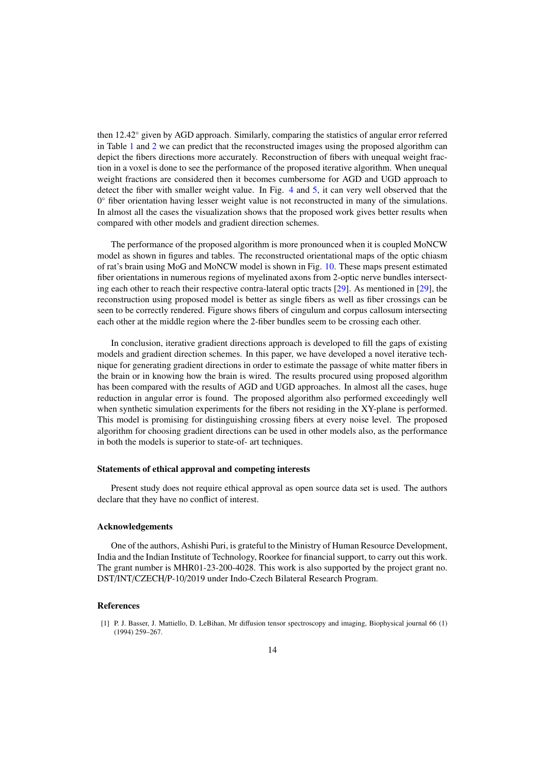then 12.42° given by AGD approach. Similarly, comparing the statistics of angular error referred in Table 1 and 2 we can predict that the reconstructed images using the proposed algorithm can depict the fibers directions more accurately. Reconstruction of fibers with unequal weight fraction in a voxel is done to see the performance of the proposed iterative algorithm. When unequal weight fractions are considered then it becomes cumbersome for AGD and UGD approach to detect the fiber with smaller weight value. In Fig. 4 and 5, it can very well observed that the 0° fiber orientation having lesser weight value is not reconstructed in many of the simulations. In almost all the cases the visualization shows that the proposed work gives better results when compared with other models and gradient direction schemes.

The performance of the proposed algorithm is more pronounced when it is coupled MoNCW model as shown in figures and tables. The reconstructed orientational maps of the optic chiasm of rat's brain using MoG and MoNCW model is shown in Fig. 10. These maps present estimated fiber orientations in numerous regions of myelinated axons from 2-optic nerve bundles intersecting each other to reach their respective contra-lateral optic tracts [29]. As mentioned in [29], the reconstruction using proposed model is better as single fibers as well as fiber crossings can be seen to be correctly rendered. Figure shows fibers of cingulum and corpus callosum intersecting each other at the middle region where the 2-fiber bundles seem to be crossing each other.

In conclusion, iterative gradient directions approach is developed to fill the gaps of existing models and gradient direction schemes. In this paper, we have developed a novel iterative technique for generating gradient directions in order to estimate the passage of white matter fibers in the brain or in knowing how the brain is wired. The results procured using proposed algorithm has been compared with the results of AGD and UGD approaches. In almost all the cases, huge reduction in angular error is found. The proposed algorithm also performed exceedingly well when synthetic simulation experiments for the fibers not residing in the XY-plane is performed. This model is promising for distinguishing crossing fibers at every noise level. The proposed algorithm for choosing gradient directions can be used in other models also, as the performance in both the models is superior to state-of- art techniques.

### Statements of ethical approval and competing interests

Present study does not require ethical approval as open source data set is used. The authors declare that they have no conflict of interest.

### Acknowledgements

One of the authors, Ashishi Puri, is grateful to the Ministry of Human Resource Development, India and the Indian Institute of Technology, Roorkee for financial support, to carry out this work. The grant number is MHR01-23-200-4028. This work is also supported by the project grant no. DST/INT/CZECH/P-10/2019 under Indo-Czech Bilateral Research Program.

### References

[1] P. J. Basser, J. Mattiello, D. LeBihan, Mr diffusion tensor spectroscopy and imaging, Biophysical journal 66 (1) (1994) 259–267.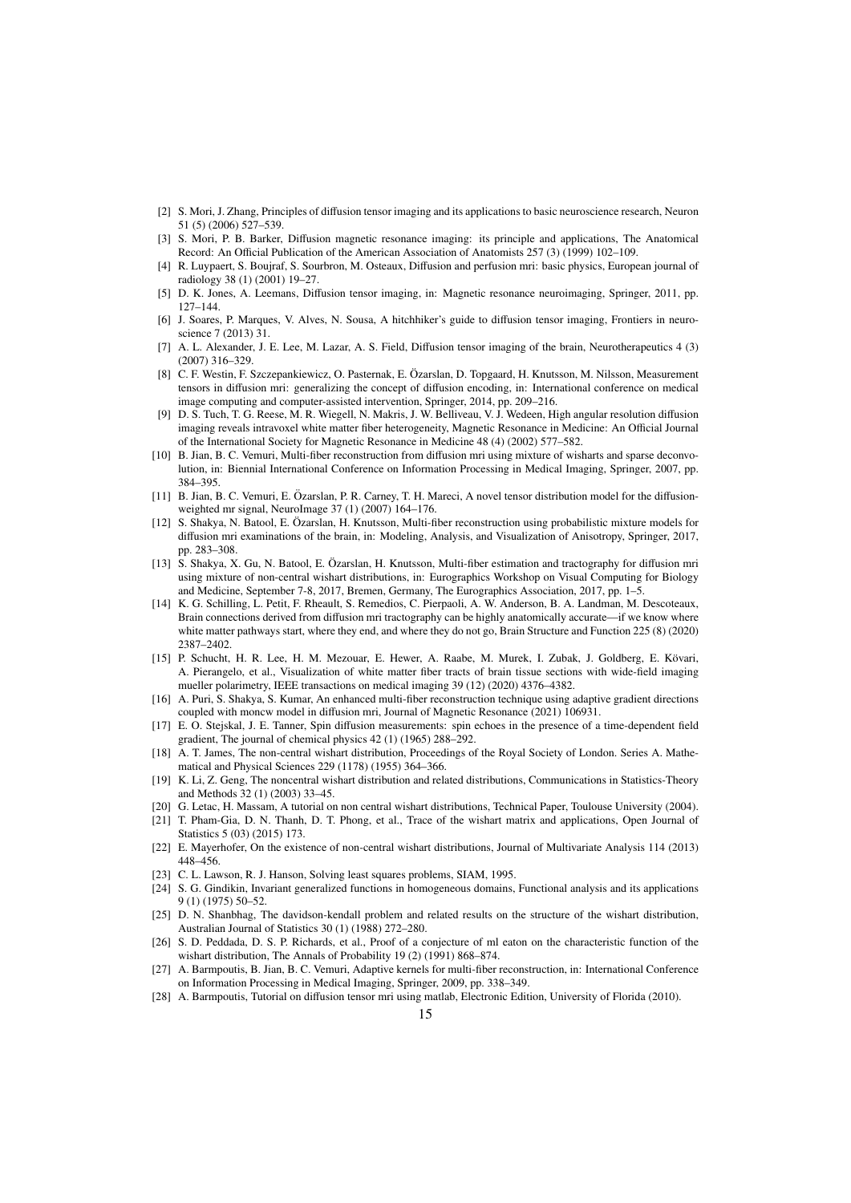[2] S. Mori, J. Zhang, Principles of diffusion tensor imaging and its applications to basic neuroscience research, Neuron 51 (5) (2006) 527–539.

[3] S. Mori, P. B. Barker, Diffusion magnetic resonance imaging: its principle and applications, The Anatomical Record: An Official Publication of the American Association of Anatomists 257 (3) (1999) 102–109.

[4] R. Luypaert, S. Boujraf, S. Sourbron, M. Osteaux, Diffusion and perfusion mri: basic physics, European journal of radiology 38 (1) (2001) 19–27.

[5] D. K. Jones, A. Leemans, Diffusion tensor imaging, in: Magnetic resonance neuroimaging, Springer, 2011, pp. 127–144.

[6] J. Soares, P. Marques, V. Alves, N. Sousa, A hitchhiker's guide to diffusion tensor imaging, Frontiers in neuroscience 7 (2013) 31.

[7] A. L. Alexander, J. E. Lee, M. Lazar, A. S. Field, Diffusion tensor imaging of the brain, Neurotherapeutics 4 (3) (2007) 316–329.

[8] C. F. Westin, F. Szczepankiewicz, O. Pasternak, E. Özarslan, D. Topgaard, H. Knutsson, M. Nilsson, Measurement tensors in diffusion mri: generalizing the concept of diffusion encoding, in: International conference on medical image computing and computer-assisted intervention, Springer, 2014, pp. 209–216.

[9] D. S. Tuch, T. G. Reese, M. R. Wiegell, N. Makris, J. W. Belliveau, V. J. Wedeen, High angular resolution diffusion imaging reveals intravoxel white matter fiber heterogeneity, Magnetic Resonance in Medicine: An Official Journal of the International Society for Magnetic Resonance in Medicine 48 (4) (2002) 577–582.

[10] B. Jian, B. C. Vemuri, Multi-fiber reconstruction from diffusion mri using mixture of wisharts and sparse deconvolution, in: Biennial International Conference on Information Processing in Medical Imaging, Springer, 2007, pp. 384–395.

[11] B. Jian, B. C. Vemuri, E. Özarslan, P. R. Carney, T. H. Mareci, A novel tensor distribution model for the diffusion-weighted mr signal, NeuroImage 37 (1) (2007) 164–176.

[12] S. Shakya, N. Batool, E. Özarslan, H. Knutsson, Multi-fiber reconstruction using probabilistic mixture models for diffusion mri examinations of the brain, in: Modeling, Analysis, and Visualization of Anisotropy, Springer, 2017, pp. 283–308.

[13] S. Shakya, X. Gu, N. Batool, E. Özarslan, H. Knutsson, Multi-fiber estimation and tractography for diffusion mri using mixture of non-central wishart distributions, in: Eurographics Workshop on Visual Computing for Biology and Medicine, September 7-8, 2017, Bremen, Germany, The Eurographics Association, 2017, pp. 1–5.

[14] K. G. Schilling, L. Petit, F. Rheault, S. Remedios, C. Pierpaoli, A. W. Anderson, B. A. Landman, M. Descoteaux, Brain connections derived from diffusion mri tractography can be highly anatomically accurate—if we know where white matter pathways start, where they end, and where they do not go, Brain Structure and Function 225 (8) (2020) 2387–2402.

[15] P. Schucht, H. R. Lee, H. M. Mezouar, E. Hewer, A. Raabe, M. Murek, I. Zubak, J. Goldberg, E. Kövari, A. Pierangelo, et al., Visualization of white matter fiber tracts of brain tissue sections with wide-field imaging mueller polarimetry, IEEE transactions on medical imaging 39 (12) (2020) 4376–4382.

[16] A. Puri, S. Shakya, S. Kumar, An enhanced multi-fiber reconstruction technique using adaptive gradient directions coupled with moncw model in diffusion mri, Journal of Magnetic Resonance (2021) 106931.

[17] E. O. Stejskal, J. E. Tanner, Spin diffusion measurements: spin echoes in the presence of a time-dependent field gradient, The journal of chemical physics 42 (1) (1965) 288–292.

[18] A. T. James, The non-central wishart distribution, Proceedings of the Royal Society of London. Series A. Mathematical and Physical Sciences 229 (1178) (1955) 364–366.

[19] K. Li, Z. Geng, The noncentral wishart distribution and related distributions, Communications in Statistics-Theory and Methods 32 (1) (2003) 33–45.

[20] G. Letac, H. Massam, A tutorial on non central wishart distributions, Technical Paper, Toulouse University (2004).

[21] T. Pham-Gia, D. N. Thanh, D. T. Phong, et al., Trace of the wishart matrix and applications, Open Journal of Statistics 5 (03) (2015) 173.

[22] E. Mayerhofer, On the existence of non-central wishart distributions, Journal of Multivariate Analysis 114 (2013) 448–456.

[23] C. L. Lawson, R. J. Hanson, Solving least squares problems, SIAM, 1995.

[24] S. G. Gindikin, Invariant generalized functions in homogeneous domains, Functional analysis and its applications 9 (1) (1975) 50–52.

[25] D. N. Shanbhag, The davidson-kendall problem and related results on the structure of the wishart distribution, Australian Journal of Statistics 30 (1) (1988) 272–280.

[26] S. D. Peddada, D. S. P. Richards, et al., Proof of a conjecture of ml eaton on the characteristic function of the wishart distribution, The Annals of Probability 19 (2) (1991) 868–874.

[27] A. Barmpoutis, B. Jian, B. C. Vemuri, Adaptive kernels for multi-fiber reconstruction, in: International Conference on Information Processing in Medical Imaging, Springer, 2009, pp. 338–349.

[28] A. Barmpoutis, Tutorial on diffusion tensor mri using matlab, Electronic Edition, University of Florida (2010).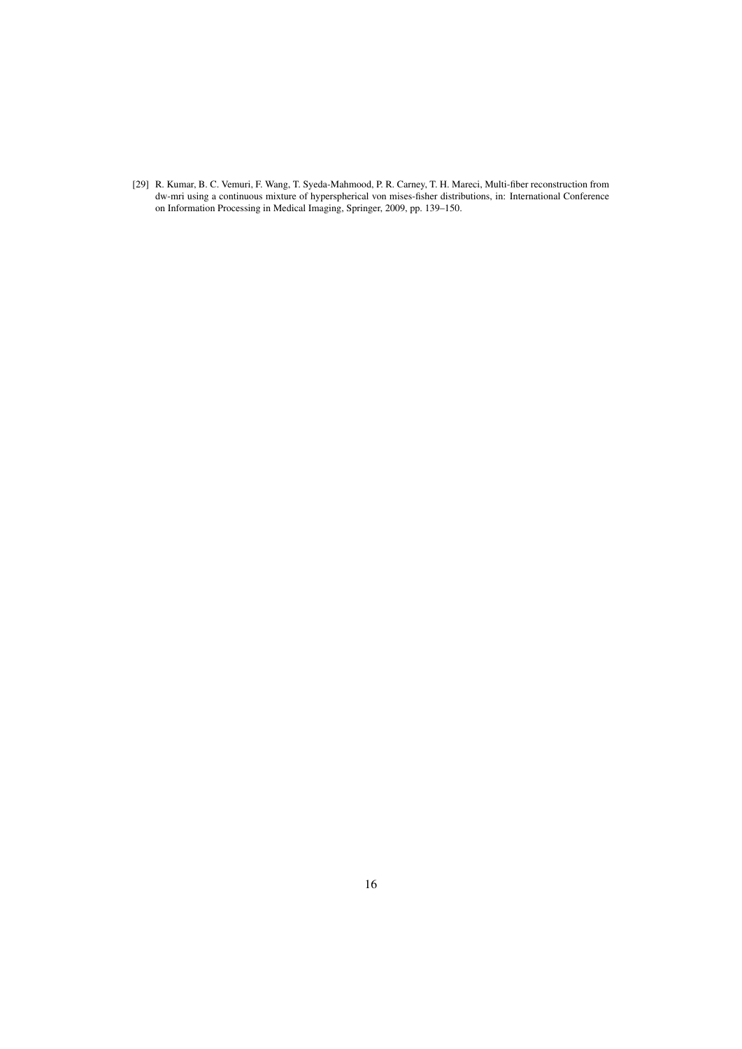[29] R. Kumar, B. C. Vemuri, F. Wang, T. Syeda-Mahmood, P. R. Carney, T. H. Mareci, Multi-fiber reconstruction from dw-mri using a continuous mixture of hyperspherical von mises-fisher distributions, in: International Conference on Information Processing in Medical Imaging, Springer, 2009, pp. 139–150.